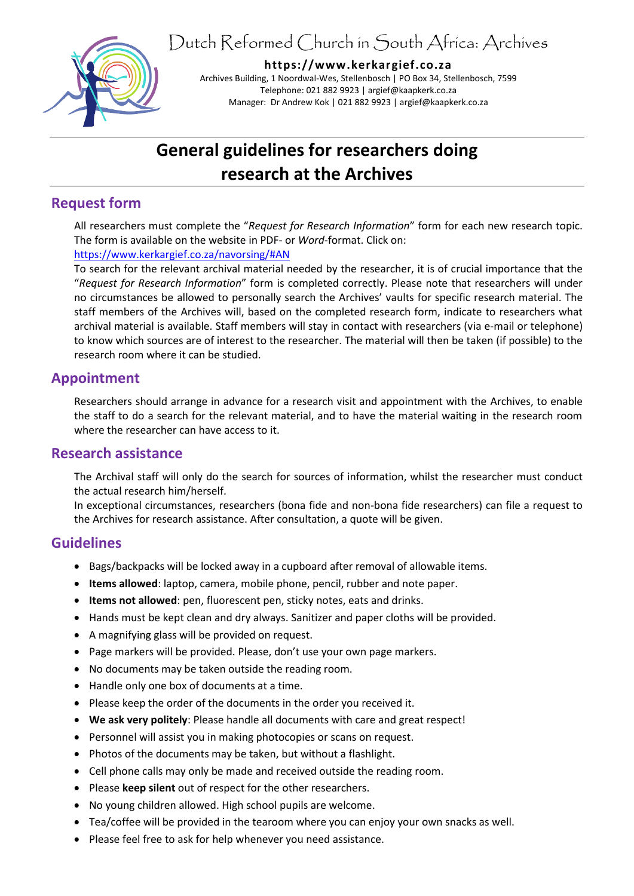# Dutch Reformed Church in South Africa: Archives

**https://www.kerkargief.co.za**

Archives Building, 1 Noordwal-Wes, Stellenbosch | PO Box 34, Stellenbosch, 7599
Telephone: 021 882 9923 | argief@kaapkerk.co.za
Manager: Dr Andrew Kok | 021 882 9923 | argief@kaapkerk.co.za

# General guidelines for researchers doing research at the Archives

## Request form

All researchers must complete the "*Request for Research Information*" form for each new research topic. The form is available on the website in PDF- or *Word*-format. Click on: https://www.kerkargief.co.za/navorsing/#AN

To search for the relevant archival material needed by the researcher, it is of crucial importance that the "*Request for Research Information*" form is completed correctly. Please note that researchers will under no circumstances be allowed to personally search the Archives' vaults for specific research material. The staff members of the Archives will, based on the completed research form, indicate to researchers what archival material is available. Staff members will stay in contact with researchers (via e-mail or telephone) to know which sources are of interest to the researcher. The material will then be taken (if possible) to the research room where it can be studied.

## Appointment

Researchers should arrange in advance for a research visit and appointment with the Archives, to enable the staff to do a search for the relevant material, and to have the material waiting in the research room where the researcher can have access to it.

## Research assistance

The Archival staff will only do the search for sources of information, whilst the researcher must conduct the actual research him/herself.

In exceptional circumstances, researchers (bona fide and non-bona fide researchers) can file a request to the Archives for research assistance. After consultation, a quote will be given.

## Guidelines

- Bags/backpacks will be locked away in a cupboard after removal of allowable items.
- **Items allowed**: laptop, camera, mobile phone, pencil, rubber and note paper.
- **Items not allowed**: pen, fluorescent pen, sticky notes, eats and drinks.
- Hands must be kept clean and dry always. Sanitizer and paper cloths will be provided.
- A magnifying glass will be provided on request.
- Page markers will be provided. Please, don't use your own page markers.
- No documents may be taken outside the reading room.
- Handle only one box of documents at a time.
- Please keep the order of the documents in the order you received it.
- **We ask very politely**: Please handle all documents with care and great respect!
- Personnel will assist you in making photocopies or scans on request.
- Photos of the documents may be taken, but without a flashlight.
- Cell phone calls may only be made and received outside the reading room.
- Please **keep silent** out of respect for the other researchers.
- No young children allowed. High school pupils are welcome.
- Tea/coffee will be provided in the tearoom where you can enjoy your own snacks as well.
- Please feel free to ask for help whenever you need assistance.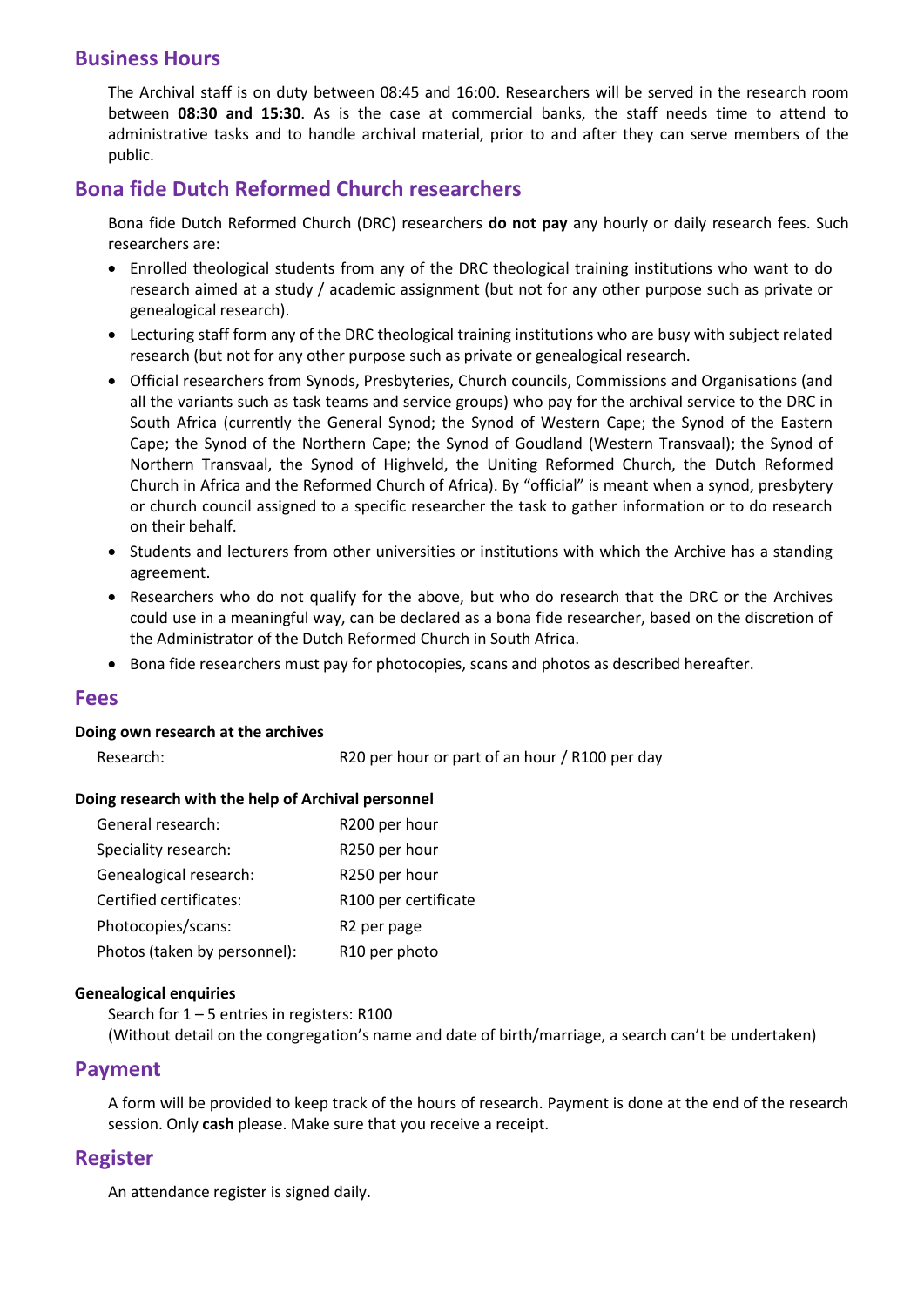## Business Hours

The Archival staff is on duty between 08:45 and 16:00. Researchers will be served in the research room between **08:30 and 15:30**. As is the case at commercial banks, the staff needs time to attend to administrative tasks and to handle archival material, prior to and after they can serve members of the public.

## Bona fide Dutch Reformed Church researchers

Bona fide Dutch Reformed Church (DRC) researchers **do not pay** any hourly or daily research fees. Such researchers are:

- Enrolled theological students from any of the DRC theological training institutions who want to do research aimed at a study / academic assignment (but not for any other purpose such as private or genealogical research).
- Lecturing staff form any of the DRC theological training institutions who are busy with subject related research (but not for any other purpose such as private or genealogical research.
- Official researchers from Synods, Presbyteries, Church councils, Commissions and Organisations (and all the variants such as task teams and service groups) who pay for the archival service to the DRC in South Africa (currently the General Synod; the Synod of Western Cape; the Synod of the Eastern Cape; the Synod of the Northern Cape; the Synod of Goudland (Western Transvaal); the Synod of Northern Transvaal, the Synod of Highveld, the Uniting Reformed Church, the Dutch Reformed Church in Africa and the Reformed Church of Africa). By "official" is meant when a synod, presbytery or church council assigned to a specific researcher the task to gather information or to do research on their behalf.
- Students and lecturers from other universities or institutions with which the Archive has a standing agreement.
- Researchers who do not qualify for the above, but who do research that the DRC or the Archives could use in a meaningful way, can be declared as a bona fide researcher, based on the discretion of the Administrator of the Dutch Reformed Church in South Africa.
- Bona fide researchers must pay for photocopies, scans and photos as described hereafter.

## Fees

**Doing own research at the archives**

| | |
|---|---|
| Research: | R20 per hour or part of an hour / R100 per day |

**Doing research with the help of Archival personnel**

| | |
|---|---|
| General research: | R200 per hour |
| Speciality research: | R250 per hour |
| Genealogical research: | R250 per hour |
| Certified certificates: | R100 per certificate |
| Photocopies/scans: | R2 per page |
| Photos (taken by personnel): | R10 per photo |

**Genealogical enquiries**

Search for 1 – 5 entries in registers: R100
(Without detail on the congregation's name and date of birth/marriage, a search can't be undertaken)

## Payment

A form will be provided to keep track of the hours of research. Payment is done at the end of the research session. Only **cash** please. Make sure that you receive a receipt.

## Register

An attendance register is signed daily.